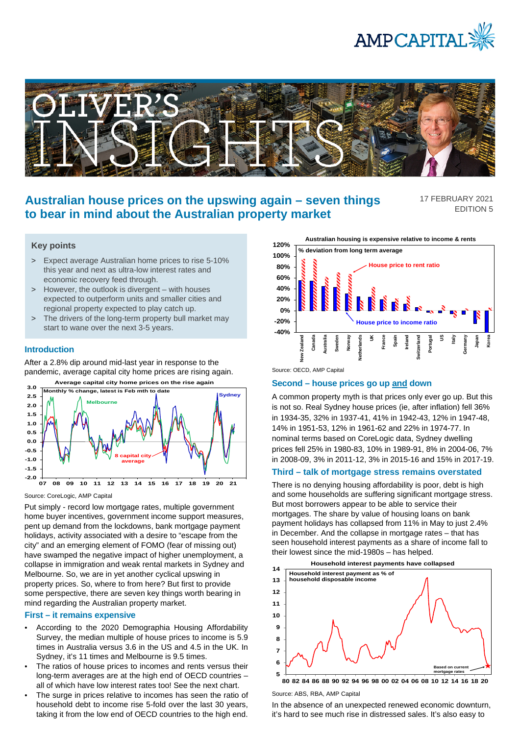# Australian house prices on the upswing again – seven things to bear in mind about the Australian property market

17 FEBRUARY 2021
EDITION 5

## Key points

> Expect average Australian home prices to rise 5-10% this year and next as ultra-low interest rates and economic recovery feed through.

> However, the outlook is divergent – with houses expected to outperform units and smaller cities and regional property expected to play catch up.

> The drivers of the long-term property bull market may start to wane over the next 3-5 years.

## Introduction

After a 2.8% dip around mid-last year in response to the pandemic, average capital city home prices are rising again.

Average capital city home prices on the rise again

Source: CoreLogic, AMP Capital

Put simply - record low mortgage rates, multiple government home buyer incentives, government income support measures, pent up demand from the lockdowns, bank mortgage payment holidays, activity associated with a desire to "escape from the city" and an emerging element of FOMO (fear of missing out) have swamped the negative impact of higher unemployment, a collapse in immigration and weak rental markets in Sydney and Melbourne. So, we are in yet another cyclical upswing in property prices. So, where to from here? But first to provide some perspective, there are seven key things worth bearing in mind regarding the Australian property market.

## First – it remains expensive

- According to the 2020 Demographia Housing Affordability Survey, the median multiple of house prices to income is 5.9 times in Australia versus 3.6 in the US and 4.5 in the UK. In Sydney, it's 11 times and Melbourne is 9.5 times.
- The ratios of house prices to incomes and rents versus their long-term averages are at the high end of OECD countries – all of which have low interest rates too! See the next chart.
- The surge in prices relative to incomes has seen the ratio of household debt to income rise 5-fold over the last 30 years, taking it from the low end of OECD countries to the high end.

Australian housing is expensive relative to income & rents

Source: OECD, AMP Capital

## Second – house prices go up and down

A common property myth is that prices only ever go up. But this is not so. Real Sydney house prices (ie, after inflation) fell 36% in 1934-35, 32% in 1937-41, 41% in 1942-43, 12% in 1947-48, 14% in 1951-53, 12% in 1961-62 and 22% in 1974-77. In nominal terms based on CoreLogic data, Sydney dwelling prices fell 25% in 1980-83, 10% in 1989-91, 8% in 2004-06, 7% in 2008-09, 3% in 2011-12, 3% in 2015-16 and 15% in 2017-19.

## Third – talk of mortgage stress remains overstated

There is no denying housing affordability is poor, debt is high and some households are suffering significant mortgage stress. But most borrowers appear to be able to service their mortgages. The share by value of housing loans on bank payment holidays has collapsed from 11% in May to just 2.4% in December. And the collapse in mortgage rates – that has seen household interest payments as a share of income fall to their lowest since the mid-1980s – has helped.

Household interest payments have collapsed

Source: ABS, RBA, AMP Capital

In the absence of an unexpected renewed economic downturn, it's hard to see much rise in distressed sales. It's also easy to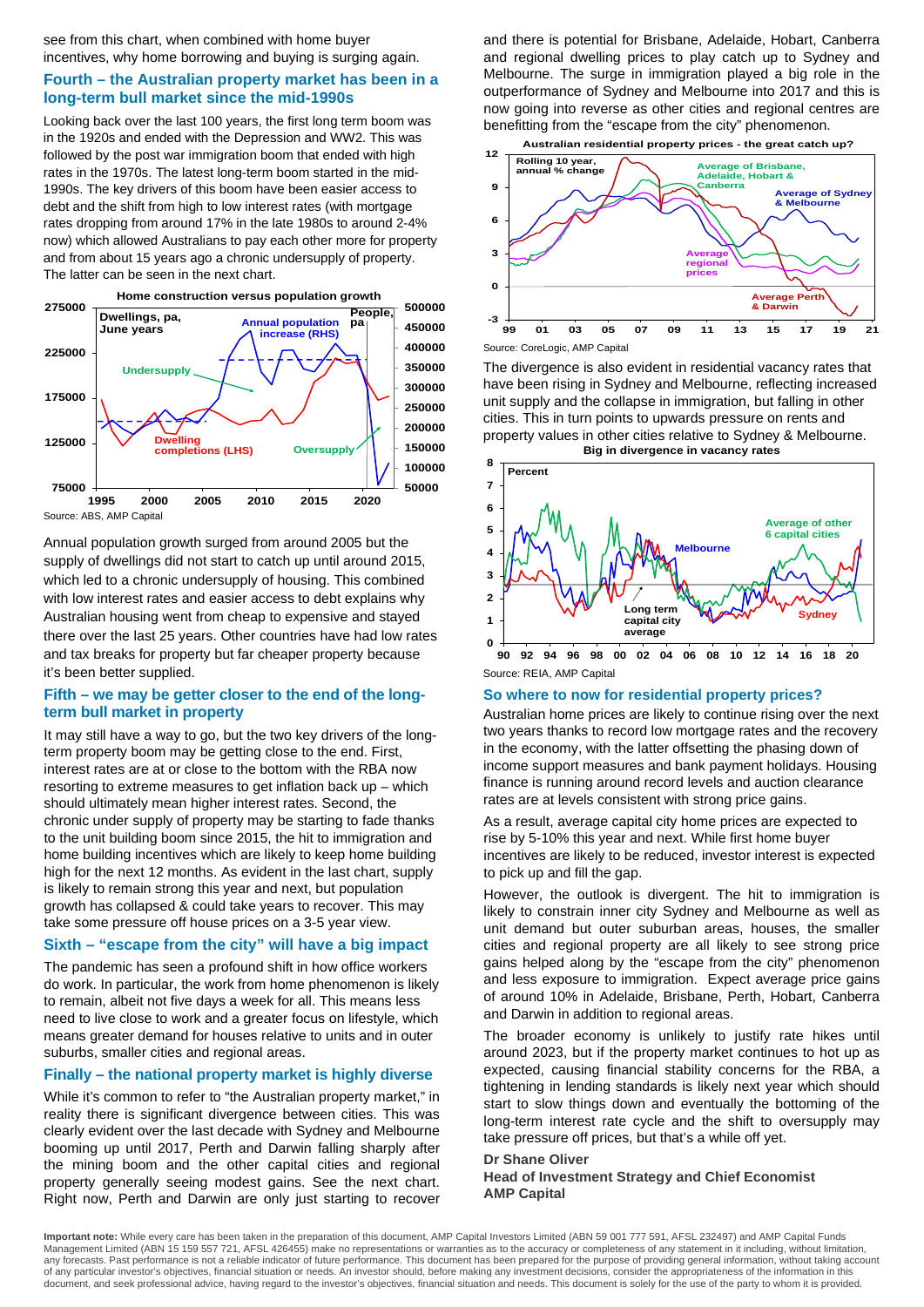see from this chart, when combined with home buyer incentives, why home borrowing and buying is surging again.

### Fourth – the Australian property market has been in a long-term bull market since the mid-1990s

Looking back over the last 100 years, the first long term boom was in the 1920s and ended with the Depression and WW2. This was followed by the post war immigration boom that ended with high rates in the 1970s. The latest long-term boom started in the mid-1990s. The key drivers of this boom have been easier access to debt and the shift from high to low interest rates (with mortgage rates dropping from around 17% in the late 1980s to around 2-4% now) which allowed Australians to pay each other more for property and from about 15 years ago a chronic undersupply of property. The latter can be seen in the next chart.

Home construction versus population growth

Dwellings, pa, June years

People, pa

Annual population increase (RHS)

Undersupply

Dwelling completions (LHS)

Oversupply

275000
225000
175000
125000
75000

500000
450000
400000
350000
300000
250000
200000
150000
100000
50000

1995 2000 2005 2010 2015 2020

Source: ABS, AMP Capital

Annual population growth surged from around 2005 but the supply of dwellings did not start to catch up until around 2015, which led to a chronic undersupply of housing. This combined with low interest rates and easier access to debt explains why Australian housing went from cheap to expensive and stayed there over the last 25 years. Other countries have had low rates and tax breaks for property but far cheaper property because it's been better supplied.

### Fifth – we may be getter closer to the end of the long-term bull market in property

It may still have a way to go, but the two key drivers of the long-term property boom may be getting close to the end. First, interest rates are at or close to the bottom with the RBA now resorting to extreme measures to get inflation back up – which should ultimately mean higher interest rates. Second, the chronic under supply of property may be starting to fade thanks to the unit building boom since 2015, the hit to immigration and home building incentives which are likely to keep home building high for the next 12 months. As evident in the last chart, supply is likely to remain strong this year and next, but population growth has collapsed & could take years to recover. This may take some pressure off house prices on a 3-5 year view.

### Sixth – "escape from the city" will have a big impact

The pandemic has seen a profound shift in how office workers do work. In particular, the work from home phenomenon is likely to remain, albeit not five days a week for all. This means less need to live close to work and a greater focus on lifestyle, which means greater demand for houses relative to units and in outer suburbs, smaller cities and regional areas.

### Finally – the national property market is highly diverse

While it's common to refer to "the Australian property market," in reality there is significant divergence between cities. This was clearly evident over the last decade with Sydney and Melbourne booming up until 2017, Perth and Darwin falling sharply after the mining boom and the other capital cities and regional property generally seeing modest gains. See the next chart. Right now, Perth and Darwin are only just starting to recover and there is potential for Brisbane, Adelaide, Hobart, Canberra and regional dwelling prices to play catch up to Sydney and Melbourne. The surge in immigration played a big role in the outperformance of Sydney and Melbourne into 2017 and this is now going into reverse as other cities and regional centres are benefitting from the "escape from the city" phenomenon.

Australian residential property prices - the great catch up?

Rolling 10 year, annual % change

Average of Brisbane, Adelaide, Hobart & Canberra

Average of Sydney & Melbourne

Average regional prices

Average Perth & Darwin

12
9
6
3
0
-3

99 01 03 05 07 09 11 13 15 17 19 21

Source: CoreLogic, AMP Capital

The divergence is also evident in residential vacancy rates that have been rising in Sydney and Melbourne, reflecting increased unit supply and the collapse in immigration, but falling in other cities. This in turn points to upwards pressure on rents and property values in other cities relative to Sydney & Melbourne.

Big in divergence in vacancy rates

Percent

Average of other 6 capital cities

Melbourne

Long term capital city average

Sydney

8
7
6
5
4
3
2
1
0

90 92 94 96 98 00 02 04 06 08 10 12 14 16 18 20

Source: REIA, AMP Capital

### So where to now for residential property prices?

Australian home prices are likely to continue rising over the next two years thanks to record low mortgage rates and the recovery in the economy, with the latter offsetting the phasing down of income support measures and bank payment holidays. Housing finance is running around record levels and auction clearance rates are at levels consistent with strong price gains.

As a result, average capital city home prices are expected to rise by 5-10% this year and next. While first home buyer incentives are likely to be reduced, investor interest is expected to pick up and fill the gap.

However, the outlook is divergent. The hit to immigration is likely to constrain inner city Sydney and Melbourne as well as unit demand but outer suburban areas, houses, the smaller cities and regional property are all likely to see strong price gains helped along by the "escape from the city" phenomenon and less exposure to immigration. Expect average price gains of around 10% in Adelaide, Brisbane, Perth, Hobart, Canberra and Darwin in addition to regional areas.

The broader economy is unlikely to justify rate hikes until around 2023, but if the property market continues to hot up as expected, causing financial stability concerns for the RBA, a tightening in lending standards is likely next year which should start to slow things down and eventually the bottoming of the long-term interest rate cycle and the shift to oversupply may take pressure off prices, but that's a while off yet.

**Dr Shane Oliver**
**Head of Investment Strategy and Chief Economist**
**AMP Capital**

**Important note:** While every care has been taken in the preparation of this document, AMP Capital Investors Limited (ABN 59 001 777 591, AFSL 232497) and AMP Capital Funds Management Limited (ABN 15 159 557 721, AFSL 426455) make no representations or warranties as to the accuracy or completeness of any statement in it including, without limitation, any forecasts. Past performance is not a reliable indicator of future performance. This document has been prepared for the purpose of providing general information, without taking account of any particular investor's objectives, financial situation or needs. An investor should, before making any investment decisions, consider the appropriateness of the information in this document, and seek professional advice, having regard to the investor's objectives, financial situation and needs. This document is solely for the use of the party to whom it is provided.